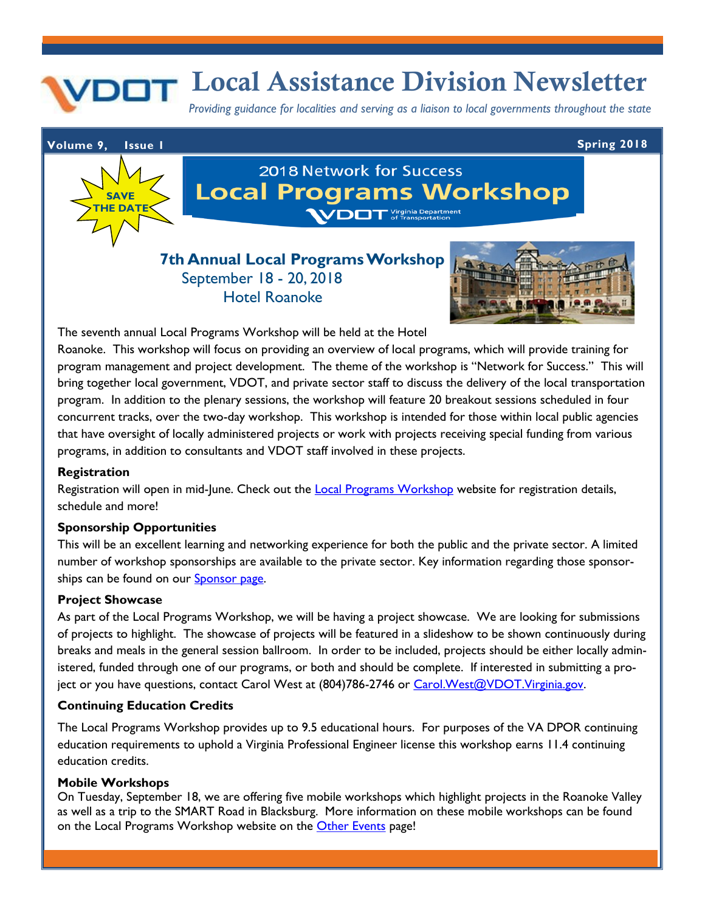# Local Assistance Division Newsletter

*Providing guidance for localities and serving as a liaison to local governments throughout the state*

**Volume 9, Issue 1** **Spring 2018**

SAVE THE DATE

2018 Network for Success
## Local Programs Workshop

### 7th Annual Local Programs Workshop
September 18 - 20, 2018
Hotel Roanoke

The seventh annual Local Programs Workshop will be held at the Hotel Roanoke. This workshop will focus on providing an overview of local programs, which will provide training for program management and project development. The theme of the workshop is "Network for Success." This will bring together local government, VDOT, and private sector staff to discuss the delivery of the local transportation program. In addition to the plenary sessions, the workshop will feature 20 breakout sessions scheduled in four concurrent tracks, over the two-day workshop. This workshop is intended for those within local public agencies that have oversight of locally administered projects or work with projects receiving special funding from various programs, in addition to consultants and VDOT staff involved in these projects.

**Registration**

Registration will open in mid-June. Check out the Local Programs Workshop website for registration details, schedule and more!

**Sponsorship Opportunities**

This will be an excellent learning and networking experience for both the public and the private sector. A limited number of workshop sponsorships are available to the private sector. Key information regarding those sponsorships can be found on our Sponsor page.

**Project Showcase**

As part of the Local Programs Workshop, we will be having a project showcase. We are looking for submissions of projects to highlight. The showcase of projects will be featured in a slideshow to be shown continuously during breaks and meals in the general session ballroom. In order to be included, projects should be either locally administered, funded through one of our programs, or both and should be complete. If interested in submitting a project or you have questions, contact Carol West at (804)786-2746 or Carol.West@VDOT.Virginia.gov.

**Continuing Education Credits**

The Local Programs Workshop provides up to 9.5 educational hours. For purposes of the VA DPOR continuing education requirements to uphold a Virginia Professional Engineer license this workshop earns 11.4 continuing education credits.

**Mobile Workshops**

On Tuesday, September 18, we are offering five mobile workshops which highlight projects in the Roanoke Valley as well as a trip to the SMART Road in Blacksburg. More information on these mobile workshops can be found on the Local Programs Workshop website on the Other Events page!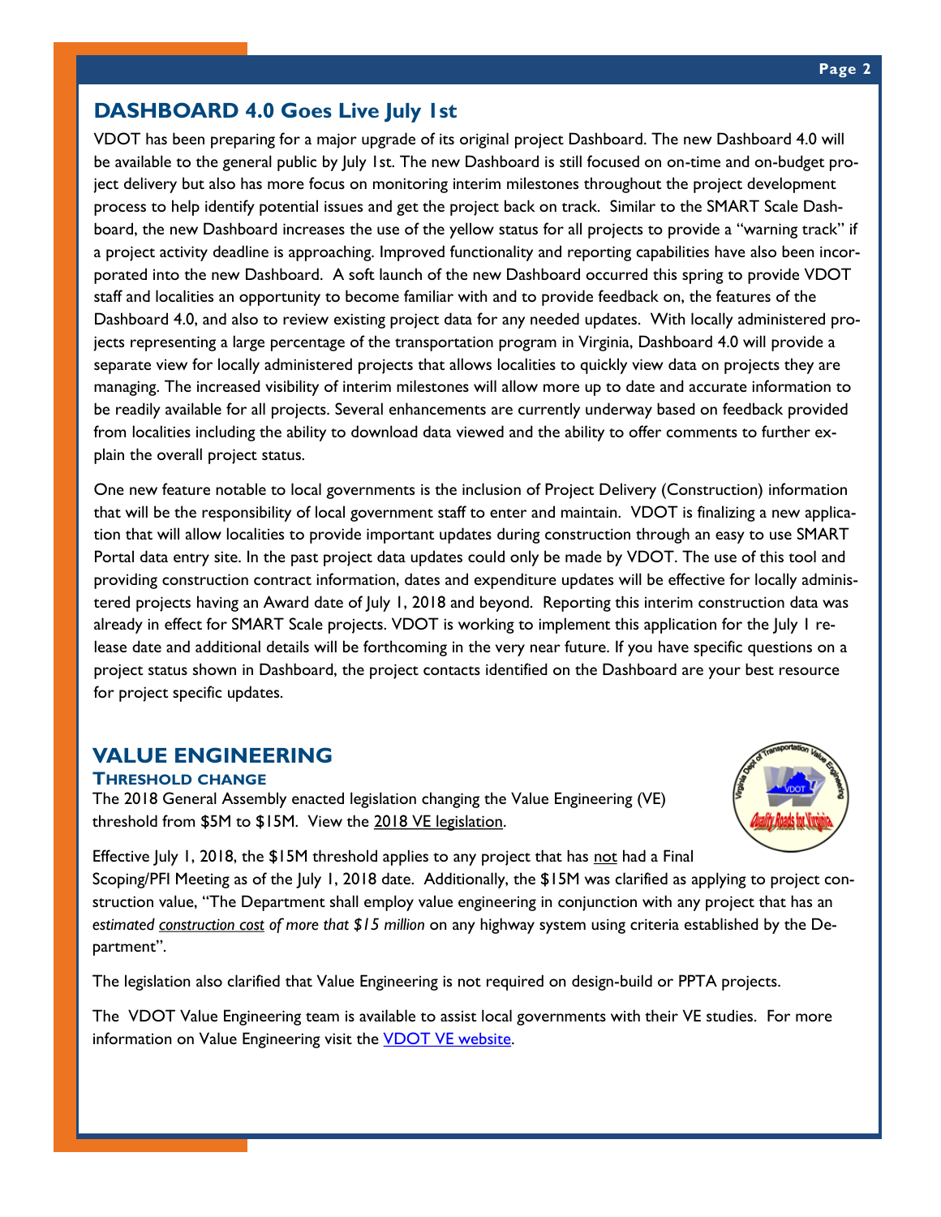## DASHBOARD 4.0 Goes Live July 1st

VDOT has been preparing for a major upgrade of its original project Dashboard. The new Dashboard 4.0 will be available to the general public by July 1st. The new Dashboard is still focused on on-time and on-budget project delivery but also has more focus on monitoring interim milestones throughout the project development process to help identify potential issues and get the project back on track. Similar to the SMART Scale Dashboard, the new Dashboard increases the use of the yellow status for all projects to provide a "warning track" if a project activity deadline is approaching. Improved functionality and reporting capabilities have also been incorporated into the new Dashboard. A soft launch of the new Dashboard occurred this spring to provide VDOT staff and localities an opportunity to become familiar with and to provide feedback on, the features of the Dashboard 4.0, and also to review existing project data for any needed updates. With locally administered projects representing a large percentage of the transportation program in Virginia, Dashboard 4.0 will provide a separate view for locally administered projects that allows localities to quickly view data on projects they are managing. The increased visibility of interim milestones will allow more up to date and accurate information to be readily available for all projects. Several enhancements are currently underway based on feedback provided from localities including the ability to download data viewed and the ability to offer comments to further explain the overall project status.

One new feature notable to local governments is the inclusion of Project Delivery (Construction) information that will be the responsibility of local government staff to enter and maintain. VDOT is finalizing a new application that will allow localities to provide important updates during construction through an easy to use SMART Portal data entry site. In the past project data updates could only be made by VDOT. The use of this tool and providing construction contract information, dates and expenditure updates will be effective for locally administered projects having an Award date of July 1, 2018 and beyond. Reporting this interim construction data was already in effect for SMART Scale projects. VDOT is working to implement this application for the July 1 release date and additional details will be forthcoming in the very near future. If you have specific questions on a project status shown in Dashboard, the project contacts identified on the Dashboard are your best resource for project specific updates.

## VALUE ENGINEERING

### Threshold Change

The 2018 General Assembly enacted legislation changing the Value Engineering (VE) threshold from $5M to $15M. View the 2018 VE legislation.

Effective July 1, 2018, the $15M threshold applies to any project that has not had a Final Scoping/PFI Meeting as of the July 1, 2018 date. Additionally, the $15M was clarified as applying to project construction value, "The Department shall employ value engineering in conjunction with any project that has an *estimated construction cost of more that $15 million* on any highway system using criteria established by the Department".

The legislation also clarified that Value Engineering is not required on design-build or PPTA projects.

The VDOT Value Engineering team is available to assist local governments with their VE studies. For more information on Value Engineering visit the VDOT VE website.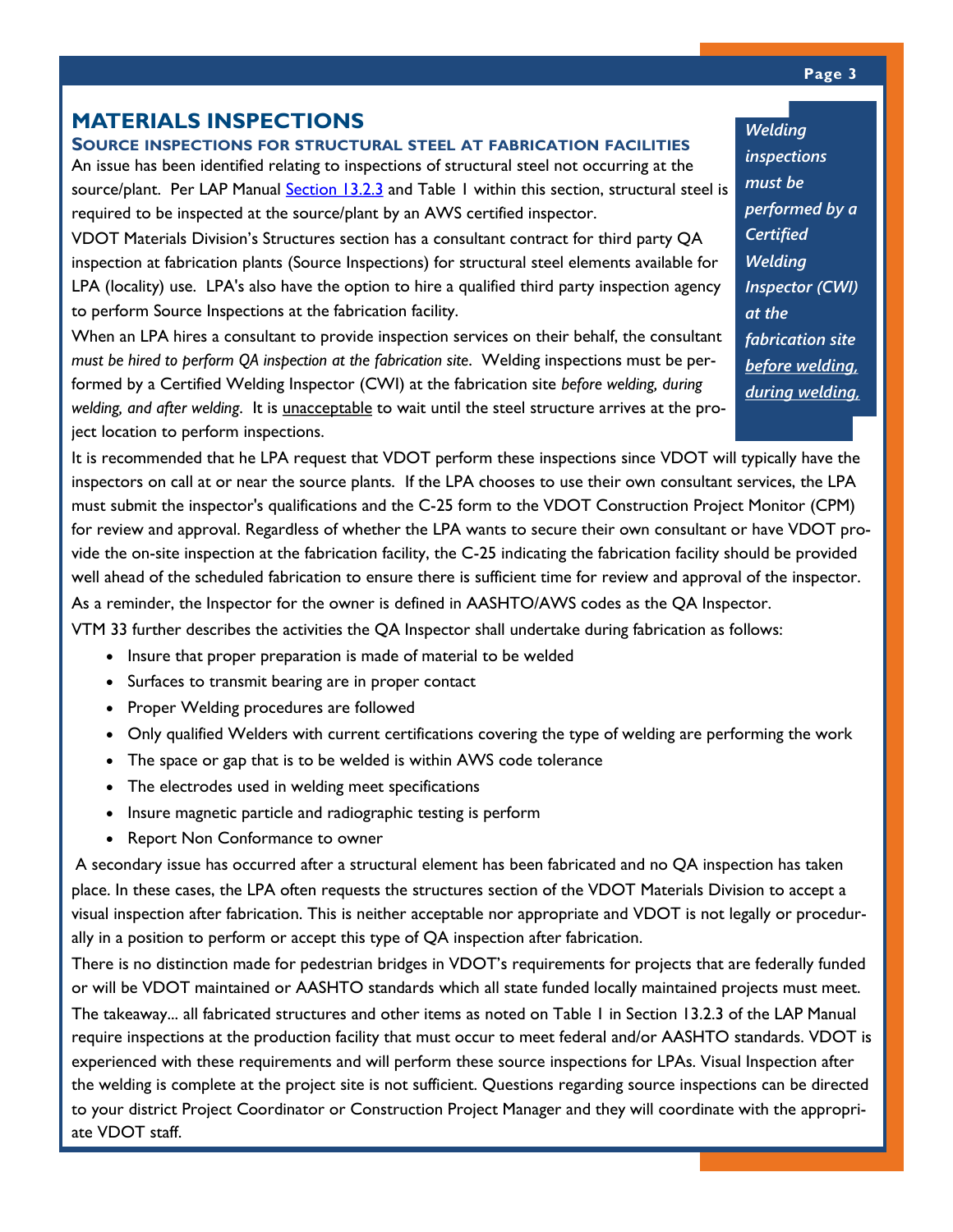## MATERIALS INSPECTIONS

### SOURCE INSPECTIONS FOR STRUCTURAL STEEL AT FABRICATION FACILITIES

An issue has been identified relating to inspections of structural steel not occurring at the source/plant. Per LAP Manual Section 13.2.3 and Table 1 within this section, structural steel is required to be inspected at the source/plant by an AWS certified inspector.

VDOT Materials Division's Structures section has a consultant contract for third party QA inspection at fabrication plants (Source Inspections) for structural steel elements available for LPA (locality) use. LPA's also have the option to hire a qualified third party inspection agency to perform Source Inspections at the fabrication facility.

When an LPA hires a consultant to provide inspection services on their behalf, the consultant *must be hired to perform QA inspection at the fabrication site*. Welding inspections must be performed by a Certified Welding Inspector (CWI) at the fabrication site *before welding, during welding, and after welding*. It is unacceptable to wait until the steel structure arrives at the project location to perform inspections.

> ***Welding inspections must be performed by a Certified Welding Inspector (CWI) at the fabrication site before welding, during welding,***

It is recommended that he LPA request that VDOT perform these inspections since VDOT will typically have the inspectors on call at or near the source plants. If the LPA chooses to use their own consultant services, the LPA must submit the inspector's qualifications and the C-25 form to the VDOT Construction Project Monitor (CPM) for review and approval. Regardless of whether the LPA wants to secure their own consultant or have VDOT provide the on-site inspection at the fabrication facility, the C-25 indicating the fabrication facility should be provided well ahead of the scheduled fabrication to ensure there is sufficient time for review and approval of the inspector.

As a reminder, the Inspector for the owner is defined in AASHTO/AWS codes as the QA Inspector.

VTM 33 further describes the activities the QA Inspector shall undertake during fabrication as follows:

- Insure that proper preparation is made of material to be welded
- Surfaces to transmit bearing are in proper contact
- Proper Welding procedures are followed
- Only qualified Welders with current certifications covering the type of welding are performing the work
- The space or gap that is to be welded is within AWS code tolerance
- The electrodes used in welding meet specifications
- Insure magnetic particle and radiographic testing is perform
- Report Non Conformance to owner

A secondary issue has occurred after a structural element has been fabricated and no QA inspection has taken place. In these cases, the LPA often requests the structures section of the VDOT Materials Division to accept a visual inspection after fabrication. This is neither acceptable nor appropriate and VDOT is not legally or procedurally in a position to perform or accept this type of QA inspection after fabrication.

There is no distinction made for pedestrian bridges in VDOT's requirements for projects that are federally funded or will be VDOT maintained or AASHTO standards which all state funded locally maintained projects must meet.

The takeaway... all fabricated structures and other items as noted on Table 1 in Section 13.2.3 of the LAP Manual require inspections at the production facility that must occur to meet federal and/or AASHTO standards. VDOT is experienced with these requirements and will perform these source inspections for LPAs. Visual Inspection after the welding is complete at the project site is not sufficient. Questions regarding source inspections can be directed to your district Project Coordinator or Construction Project Manager and they will coordinate with the appropriate VDOT staff.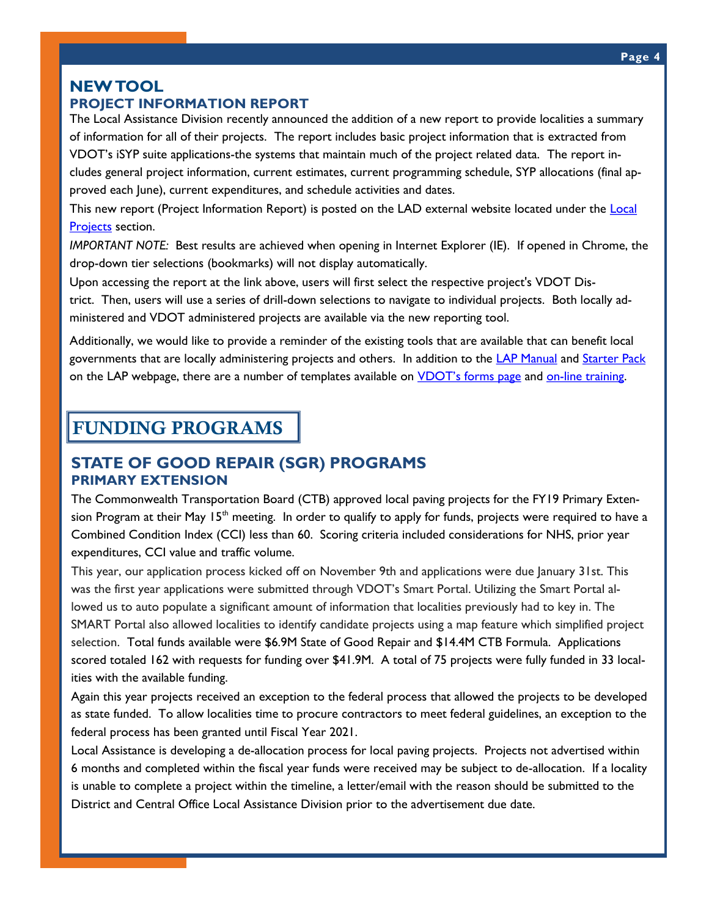## NEW TOOL
### PROJECT INFORMATION REPORT

The Local Assistance Division recently announced the addition of a new report to provide localities a summary of information for all of their projects. The report includes basic project information that is extracted from VDOT's iSYP suite applications-the systems that maintain much of the project related data. The report includes general project information, current estimates, current programming schedule, SYP allocations (final approved each June), current expenditures, and schedule activities and dates.

This new report (Project Information Report) is posted on the LAD external website located under the Local Projects section.

*IMPORTANT NOTE:* Best results are achieved when opening in Internet Explorer (IE). If opened in Chrome, the drop-down tier selections (bookmarks) will not display automatically.

Upon accessing the report at the link above, users will first select the respective project's VDOT District. Then, users will use a series of drill-down selections to navigate to individual projects. Both locally administered and VDOT administered projects are available via the new reporting tool.

Additionally, we would like to provide a reminder of the existing tools that are available that can benefit local governments that are locally administering projects and others. In addition to the LAP Manual and Starter Pack on the LAP webpage, there are a number of templates available on VDOT's forms page and on-line training.

# FUNDING PROGRAMS

## STATE OF GOOD REPAIR (SGR) PROGRAMS
### PRIMARY EXTENSION

The Commonwealth Transportation Board (CTB) approved local paving projects for the FY19 Primary Extension Program at their May 15th meeting. In order to qualify to apply for funds, projects were required to have a Combined Condition Index (CCI) less than 60. Scoring criteria included considerations for NHS, prior year expenditures, CCI value and traffic volume.

This year, our application process kicked off on November 9th and applications were due January 31st. This was the first year applications were submitted through VDOT's Smart Portal. Utilizing the Smart Portal allowed us to auto populate a significant amount of information that localities previously had to key in. The SMART Portal also allowed localities to identify candidate projects using a map feature which simplified project selection. Total funds available were $6.9M State of Good Repair and $14.4M CTB Formula. Applications scored totaled 162 with requests for funding over $41.9M. A total of 75 projects were fully funded in 33 localities with the available funding.

Again this year projects received an exception to the federal process that allowed the projects to be developed as state funded. To allow localities time to procure contractors to meet federal guidelines, an exception to the federal process has been granted until Fiscal Year 2021.

Local Assistance is developing a de-allocation process for local paving projects. Projects not advertised within 6 months and completed within the fiscal year funds were received may be subject to de-allocation. If a locality is unable to complete a project within the timeline, a letter/email with the reason should be submitted to the District and Central Office Local Assistance Division prior to the advertisement due date.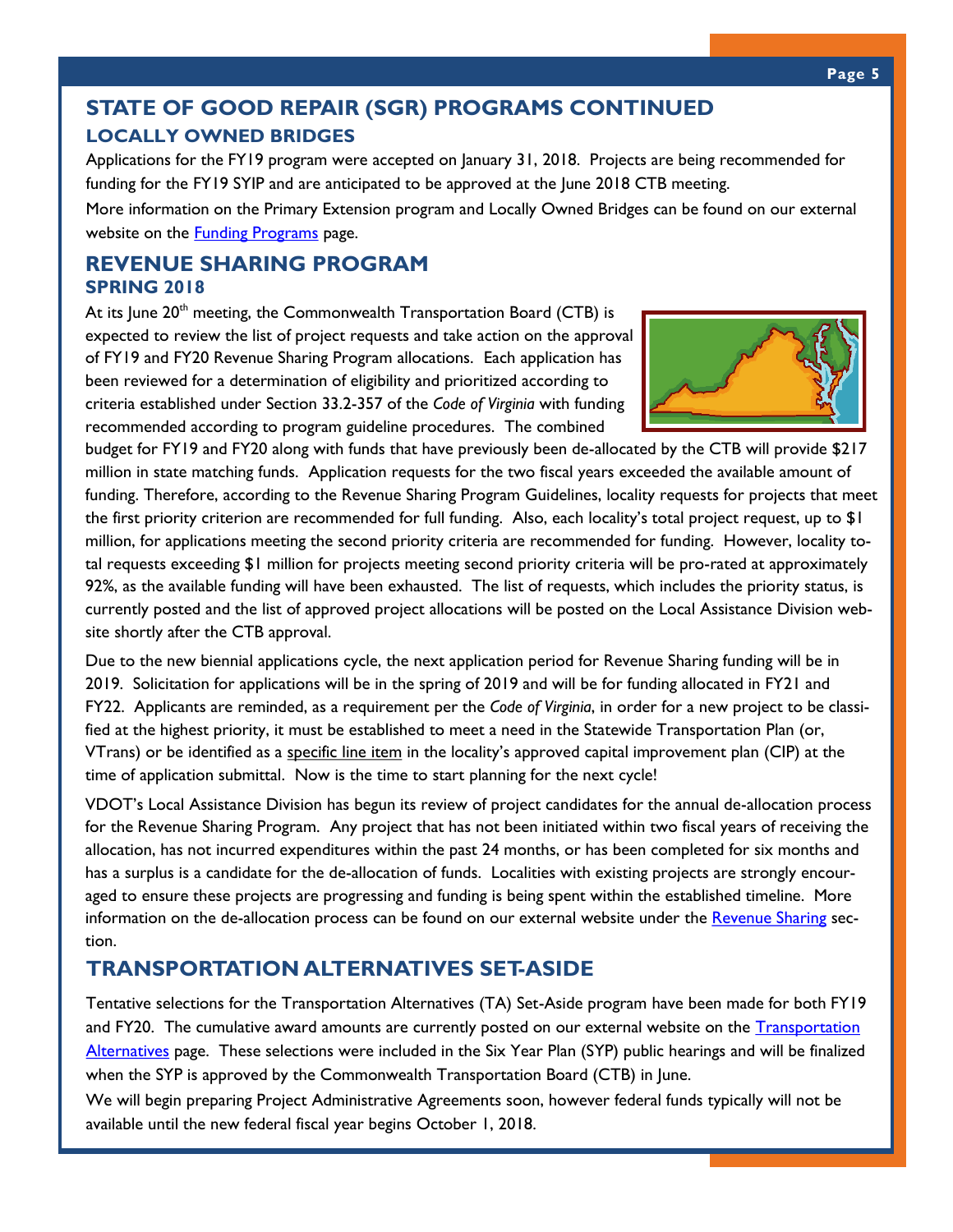## STATE OF GOOD REPAIR (SGR) PROGRAMS CONTINUED

### LOCALLY OWNED BRIDGES

Applications for the FY19 program were accepted on January 31, 2018. Projects are being recommended for funding for the FY19 SYIP and are anticipated to be approved at the June 2018 CTB meeting.

More information on the Primary Extension program and Locally Owned Bridges can be found on our external website on the Funding Programs page.

## REVENUE SHARING PROGRAM

### SPRING 2018

At its June 20th meeting, the Commonwealth Transportation Board (CTB) is expected to review the list of project requests and take action on the approval of FY19 and FY20 Revenue Sharing Program allocations. Each application has been reviewed for a determination of eligibility and prioritized according to criteria established under Section 33.2-357 of the *Code of Virginia* with funding recommended according to program guideline procedures. The combined budget for FY19 and FY20 along with funds that have previously been de-allocated by the CTB will provide $217 million in state matching funds. Application requests for the two fiscal years exceeded the available amount of funding. Therefore, according to the Revenue Sharing Program Guidelines, locality requests for projects that meet the first priority criterion are recommended for full funding. Also, each locality's total project request, up to $1 million, for applications meeting the second priority criteria are recommended for funding. However, locality total requests exceeding $1 million for projects meeting second priority criteria will be pro-rated at approximately 92%, as the available funding will have been exhausted. The list of requests, which includes the priority status, is currently posted and the list of approved project allocations will be posted on the Local Assistance Division website shortly after the CTB approval.

Due to the new biennial applications cycle, the next application period for Revenue Sharing funding will be in 2019. Solicitation for applications will be in the spring of 2019 and will be for funding allocated in FY21 and FY22. Applicants are reminded, as a requirement per the *Code of Virginia*, in order for a new project to be classified at the highest priority, it must be established to meet a need in the Statewide Transportation Plan (or, VTrans) or be identified as a specific line item in the locality's approved capital improvement plan (CIP) at the time of application submittal. Now is the time to start planning for the next cycle!

VDOT's Local Assistance Division has begun its review of project candidates for the annual de-allocation process for the Revenue Sharing Program. Any project that has not been initiated within two fiscal years of receiving the allocation, has not incurred expenditures within the past 24 months, or has been completed for six months and has a surplus is a candidate for the de-allocation of funds. Localities with existing projects are strongly encouraged to ensure these projects are progressing and funding is being spent within the established timeline. More information on the de-allocation process can be found on our external website under the Revenue Sharing section.

## TRANSPORTATION ALTERNATIVES SET-ASIDE

Tentative selections for the Transportation Alternatives (TA) Set-Aside program have been made for both FY19 and FY20. The cumulative award amounts are currently posted on our external website on the Transportation Alternatives page. These selections were included in the Six Year Plan (SYP) public hearings and will be finalized when the SYP is approved by the Commonwealth Transportation Board (CTB) in June.

We will begin preparing Project Administrative Agreements soon, however federal funds typically will not be available until the new federal fiscal year begins October 1, 2018.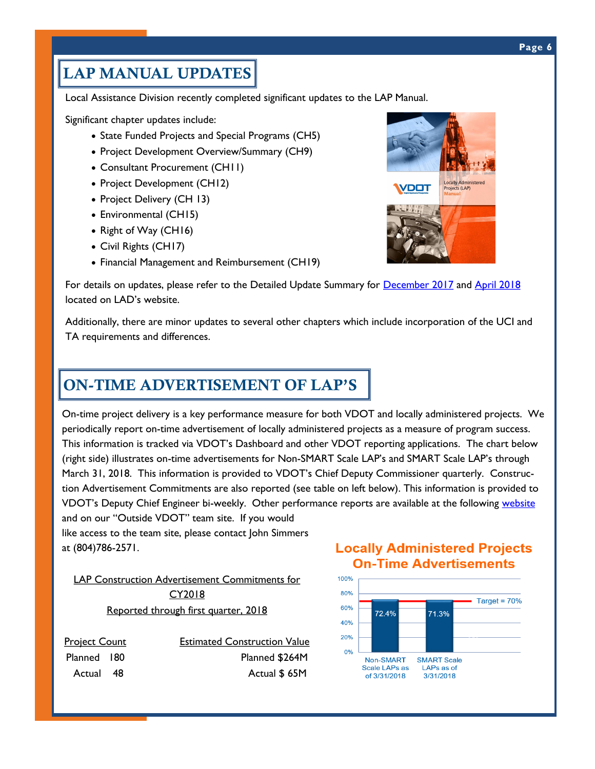## LAP MANUAL UPDATES

Local Assistance Division recently completed significant updates to the LAP Manual.

Significant chapter updates include:

- State Funded Projects and Special Programs (CH5)
- Project Development Overview/Summary (CH9)
- Consultant Procurement (CH11)
- Project Development (CH12)
- Project Delivery (CH 13)
- Environmental (CH15)
- Right of Way (CH16)
- Civil Rights (CH17)
- Financial Management and Reimbursement (CH19)

For details on updates, please refer to the Detailed Update Summary for December 2017 and April 2018 located on LAD's website.

Additionally, there are minor updates to several other chapters which include incorporation of the UCI and TA requirements and differences.

## ON-TIME ADVERTISEMENT OF LAP'S

On-time project delivery is a key performance measure for both VDOT and locally administered projects. We periodically report on-time advertisement of locally administered projects as a measure of program success. This information is tracked via VDOT's Dashboard and other VDOT reporting applications. The chart below (right side) illustrates on-time advertisements for Non-SMART Scale LAP's and SMART Scale LAP's through March 31, 2018. This information is provided to VDOT's Chief Deputy Commissioner quarterly. Construction Advertisement Commitments are also reported (see table on left below). This information is provided to VDOT's Deputy Chief Engineer bi-weekly. Other performance reports are available at the following website and on our "Outside VDOT" team site. If you would like access to the team site, please contact John Simmers at (804)786-2571.

LAP Construction Advertisement Commitments for CY2018
Reported through first quarter, 2018

| Project Count | | Estimated Construction Value |
|---|---|---|
| Planned | 180 | Planned $264M |
| Actual | 48 | Actual $ 65M |

**Locally Administered Projects On-Time Advertisements**

| | On-Time Advertisements |
|---|---|
| Non-SMART Scale LAPs as of 3/31/2018 | 72.4% |
| SMART Scale LAPs as of 3/31/2018 | 71.3% |

Target = 70%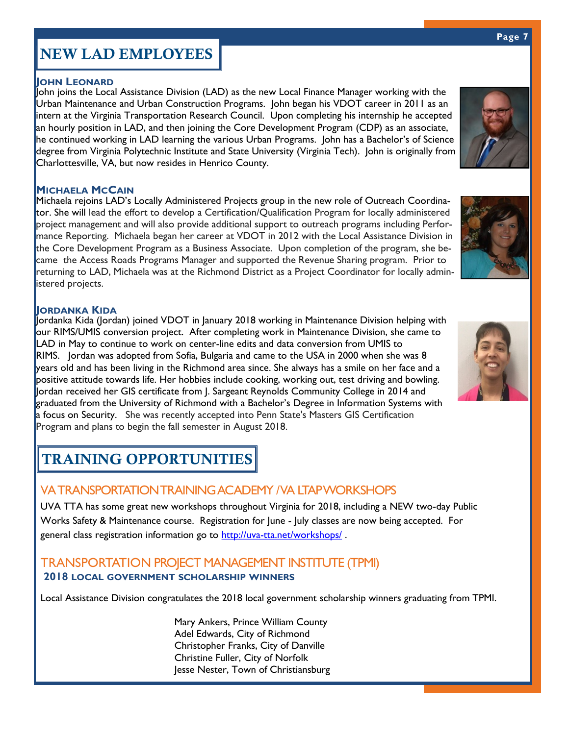# NEW LAD EMPLOYEES

### JOHN LEONARD

John joins the Local Assistance Division (LAD) as the new Local Finance Manager working with the Urban Maintenance and Urban Construction Programs. John began his VDOT career in 2011 as an intern at the Virginia Transportation Research Council. Upon completing his internship he accepted an hourly position in LAD, and then joining the Core Development Program (CDP) as an associate, he continued working in LAD learning the various Urban Programs. John has a Bachelor's of Science degree from Virginia Polytechnic Institute and State University (Virginia Tech). John is originally from Charlottesville, VA, but now resides in Henrico County.

### MICHAELA MCCAIN

Michaela rejoins LAD's Locally Administered Projects group in the new role of Outreach Coordinator. She will lead the effort to develop a Certification/Qualification Program for locally administered project management and will also provide additional support to outreach programs including Performance Reporting. Michaela began her career at VDOT in 2012 with the Local Assistance Division in the Core Development Program as a Business Associate. Upon completion of the program, she became the Access Roads Programs Manager and supported the Revenue Sharing program. Prior to returning to LAD, Michaela was at the Richmond District as a Project Coordinator for locally administered projects.

### JORDANKA KIDA

Jordanka Kida (Jordan) joined VDOT in January 2018 working in Maintenance Division helping with our RIMS/UMIS conversion project. After completing work in Maintenance Division, she came to LAD in May to continue to work on center-line edits and data conversion from UMIS to RIMS. Jordan was adopted from Sofia, Bulgaria and came to the USA in 2000 when she was 8 years old and has been living in the Richmond area since. She always has a smile on her face and a positive attitude towards life. Her hobbies include cooking, working out, test driving and bowling. Jordan received her GIS certificate from J. Sargeant Reynolds Community College in 2014 and graduated from the University of Richmond with a Bachelor's Degree in Information Systems with a focus on Security. She was recently accepted into Penn State's Masters GIS Certification Program and plans to begin the fall semester in August 2018.

# TRAINING OPPORTUNITIES

## VA TRANSPORTATION TRAINING ACADEMY / VA LTAP WORKSHOPS

UVA TTA has some great new workshops throughout Virginia for 2018, including a NEW two-day Public Works Safety & Maintenance course. Registration for June - July classes are now being accepted. For general class registration information go to http://uva-tta.net/workshops/ .

## TRANSPORTATION PROJECT MANAGEMENT INSTITUTE (TPMI)

**2018 LOCAL GOVERNMENT SCHOLARSHIP WINNERS**

Local Assistance Division congratulates the 2018 local government scholarship winners graduating from TPMI.

Mary Ankers, Prince William County
Adel Edwards, City of Richmond
Christopher Franks, City of Danville
Christine Fuller, City of Norfolk
Jesse Nester, Town of Christiansburg